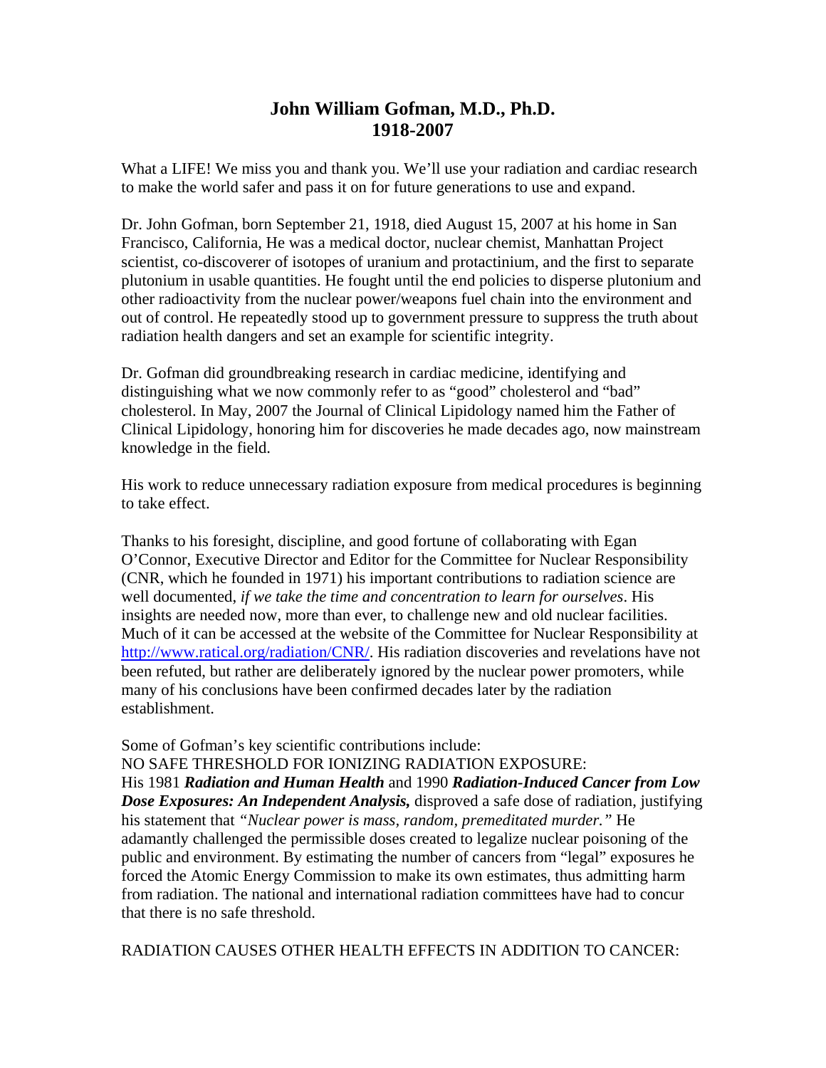# John William Gofman, M.D., Ph.D.
# 1918-2007

What a LIFE! We miss you and thank you. We'll use your radiation and cardiac research to make the world safer and pass it on for future generations to use and expand.

Dr. John Gofman, born September 21, 1918, died August 15, 2007 at his home in San Francisco, California, He was a medical doctor, nuclear chemist, Manhattan Project scientist, co-discoverer of isotopes of uranium and protactinium, and the first to separate plutonium in usable quantities. He fought until the end policies to disperse plutonium and other radioactivity from the nuclear power/weapons fuel chain into the environment and out of control. He repeatedly stood up to government pressure to suppress the truth about radiation health dangers and set an example for scientific integrity.

Dr. Gofman did groundbreaking research in cardiac medicine, identifying and distinguishing what we now commonly refer to as "good" cholesterol and "bad" cholesterol. In May, 2007 the Journal of Clinical Lipidology named him the Father of Clinical Lipidology, honoring him for discoveries he made decades ago, now mainstream knowledge in the field.

His work to reduce unnecessary radiation exposure from medical procedures is beginning to take effect.

Thanks to his foresight, discipline, and good fortune of collaborating with Egan O'Connor, Executive Director and Editor for the Committee for Nuclear Responsibility (CNR, which he founded in 1971) his important contributions to radiation science are well documented, *if we take the time and concentration to learn for ourselves*. His insights are needed now, more than ever, to challenge new and old nuclear facilities. Much of it can be accessed at the website of the Committee for Nuclear Responsibility at [http://www.ratical.org/radiation/CNR/](http://www.ratical.org/radiation/CNR/). His radiation discoveries and revelations have not been refuted, but rather are deliberately ignored by the nuclear power promoters, while many of his conclusions have been confirmed decades later by the radiation establishment.

Some of Gofman's key scientific contributions include:

NO SAFE THRESHOLD FOR IONIZING RADIATION EXPOSURE:

His 1981 ***Radiation and Human Health*** and 1990 ***Radiation-Induced Cancer from Low Dose Exposures: An Independent Analysis,*** disproved a safe dose of radiation, justifying his statement that *"Nuclear power is mass, random, premeditated murder."* He adamantly challenged the permissible doses created to legalize nuclear poisoning of the public and environment. By estimating the number of cancers from "legal" exposures he forced the Atomic Energy Commission to make its own estimates, thus admitting harm from radiation. The national and international radiation committees have had to concur that there is no safe threshold.

RADIATION CAUSES OTHER HEALTH EFFECTS IN ADDITION TO CANCER: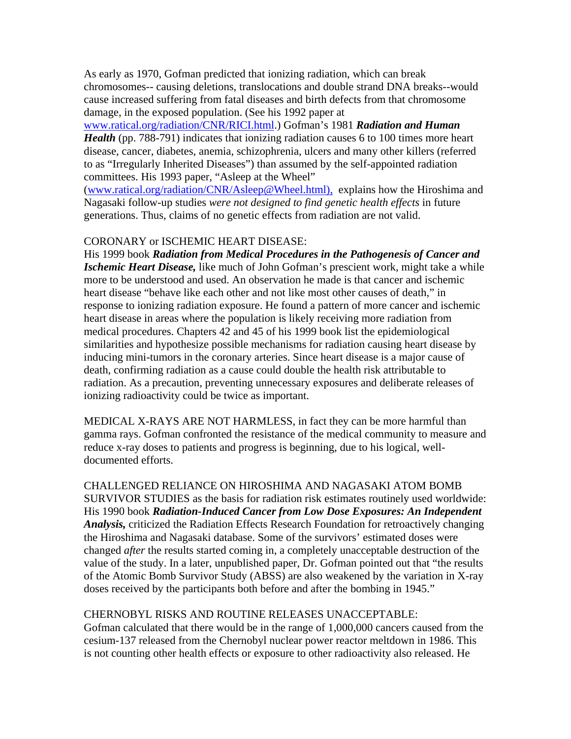As early as 1970, Gofman predicted that ionizing radiation, which can break chromosomes-- causing deletions, translocations and double strand DNA breaks--would cause increased suffering from fatal diseases and birth defects from that chromosome damage, in the exposed population. (See his 1992 paper at [www.ratical.org/radiation/CNR/RICI.html](www.ratical.org/radiation/CNR/RICI.html).) Gofman's 1981 ***Radiation and Human Health*** (pp. 788-791) indicates that ionizing radiation causes 6 to 100 times more heart disease, cancer, diabetes, anemia, schizophrenia, ulcers and many other killers (referred to as "Irregularly Inherited Diseases") than assumed by the self-appointed radiation committees. His 1993 paper, "Asleep at the Wheel" ([www.ratical.org/radiation/CNR/Asleep@Wheel.html),](www.ratical.org/radiation/CNR/Asleep@Wheel.html) explains how the Hiroshima and Nagasaki follow-up studies *were not designed to find genetic health effects* in future generations. Thus, claims of no genetic effects from radiation are not valid.

CORONARY or ISCHEMIC HEART DISEASE:
His 1999 book ***Radiation from Medical Procedures in the Pathogenesis of Cancer and Ischemic Heart Disease,*** like much of John Gofman's prescient work, might take a while more to be understood and used. An observation he made is that cancer and ischemic heart disease "behave like each other and not like most other causes of death," in response to ionizing radiation exposure. He found a pattern of more cancer and ischemic heart disease in areas where the population is likely receiving more radiation from medical procedures. Chapters 42 and 45 of his 1999 book list the epidemiological similarities and hypothesize possible mechanisms for radiation causing heart disease by inducing mini-tumors in the coronary arteries. Since heart disease is a major cause of death, confirming radiation as a cause could double the health risk attributable to radiation. As a precaution, preventing unnecessary exposures and deliberate releases of ionizing radioactivity could be twice as important.

MEDICAL X-RAYS ARE NOT HARMLESS, in fact they can be more harmful than gamma rays. Gofman confronted the resistance of the medical community to measure and reduce x-ray doses to patients and progress is beginning, due to his logical, well-documented efforts.

CHALLENGED RELIANCE ON HIROSHIMA AND NAGASAKI ATOM BOMB SURVIVOR STUDIES as the basis for radiation risk estimates routinely used worldwide: His 1990 book ***Radiation-Induced Cancer from Low Dose Exposures: An Independent Analysis,*** criticized the Radiation Effects Research Foundation for retroactively changing the Hiroshima and Nagasaki database. Some of the survivors' estimated doses were changed *after* the results started coming in, a completely unacceptable destruction of the value of the study. In a later, unpublished paper, Dr. Gofman pointed out that "the results of the Atomic Bomb Survivor Study (ABSS) are also weakened by the variation in X-ray doses received by the participants both before and after the bombing in 1945."

CHERNOBYL RISKS AND ROUTINE RELEASES UNACCEPTABLE:
Gofman calculated that there would be in the range of 1,000,000 cancers caused from the cesium-137 released from the Chernobyl nuclear power reactor meltdown in 1986. This is not counting other health effects or exposure to other radioactivity also released. He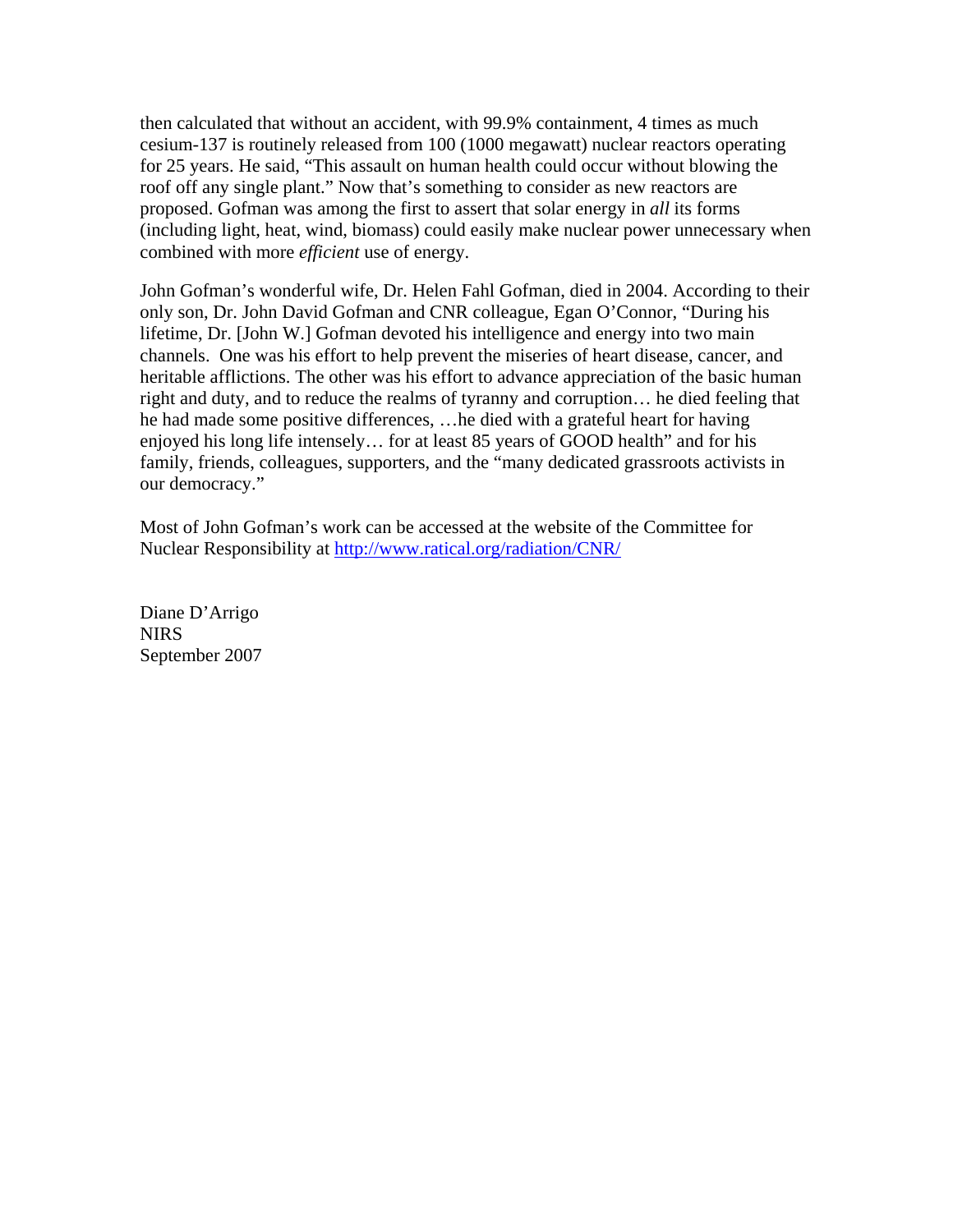then calculated that without an accident, with 99.9% containment, 4 times as much cesium-137 is routinely released from 100 (1000 megawatt) nuclear reactors operating for 25 years. He said, "This assault on human health could occur without blowing the roof off any single plant." Now that's something to consider as new reactors are proposed. Gofman was among the first to assert that solar energy in *all* its forms (including light, heat, wind, biomass) could easily make nuclear power unnecessary when combined with more *efficient* use of energy.

John Gofman's wonderful wife, Dr. Helen Fahl Gofman, died in 2004. According to their only son, Dr. John David Gofman and CNR colleague, Egan O'Connor, "During his lifetime, Dr. [John W.] Gofman devoted his intelligence and energy into two main channels. One was his effort to help prevent the miseries of heart disease, cancer, and heritable afflictions. The other was his effort to advance appreciation of the basic human right and duty, and to reduce the realms of tyranny and corruption… he died feeling that he had made some positive differences, …he died with a grateful heart for having enjoyed his long life intensely… for at least 85 years of GOOD health" and for his family, friends, colleagues, supporters, and the "many dedicated grassroots activists in our democracy."

Most of John Gofman's work can be accessed at the website of the Committee for Nuclear Responsibility at http://www.ratical.org/radiation/CNR/

Diane D'Arrigo
NIRS
September 2007